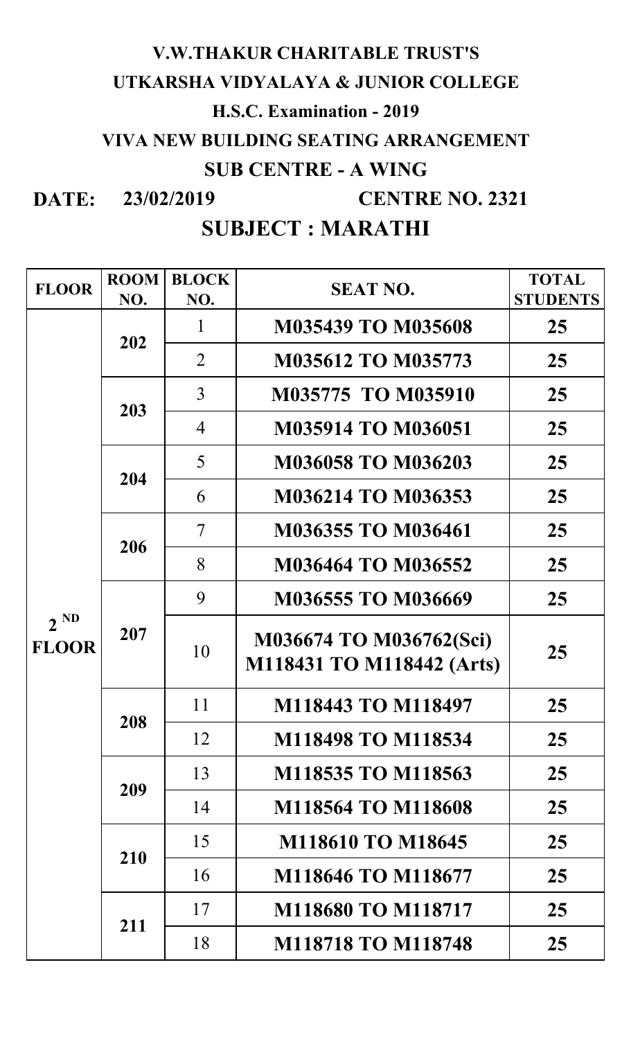# V.W.THAKUR CHARITABLE TRUST'S

## UTKARSHA VIDYALAYA & JUNIOR COLLEGE

### H.S.C. Examination - 2019

### VIVA NEW BUILDING SEATING ARRANGEMENT

### SUB CENTRE - A WING

**DATE: 23/02/2019** **CENTRE NO. 2321**

## SUBJECT : MARATHI

| FLOOR | ROOM NO. | BLOCK NO. | SEAT NO. | TOTAL STUDENTS |
|---|---|---|---|---|
| 2 ND FLOOR | 202 | 1 | M035439 TO M035608 | 25 |
| | | 2 | M035612 TO M035773 | 25 |
| | 203 | 3 | M035775 TO M035910 | 25 |
| | | 4 | M035914 TO M036051 | 25 |
| | 204 | 5 | M036058 TO M036203 | 25 |
| | | 6 | M036214 TO M036353 | 25 |
| | 206 | 7 | M036355 TO M036461 | 25 |
| | | 8 | M036464 TO M036552 | 25 |
| | 207 | 9 | M036555 TO M036669 | 25 |
| | | 10 | M036674 TO M036762(Sci) M118431 TO M118442 (Arts) | 25 |
| | 208 | 11 | M118443 TO M118497 | 25 |
| | | 12 | M118498 TO M118534 | 25 |
| | 209 | 13 | M118535 TO M118563 | 25 |
| | | 14 | M118564 TO M118608 | 25 |
| | 210 | 15 | M118610 TO M18645 | 25 |
| | | 16 | M118646 TO M118677 | 25 |
| | 211 | 17 | M118680 TO M118717 | 25 |
| | | 18 | M118718 TO M118748 | 25 |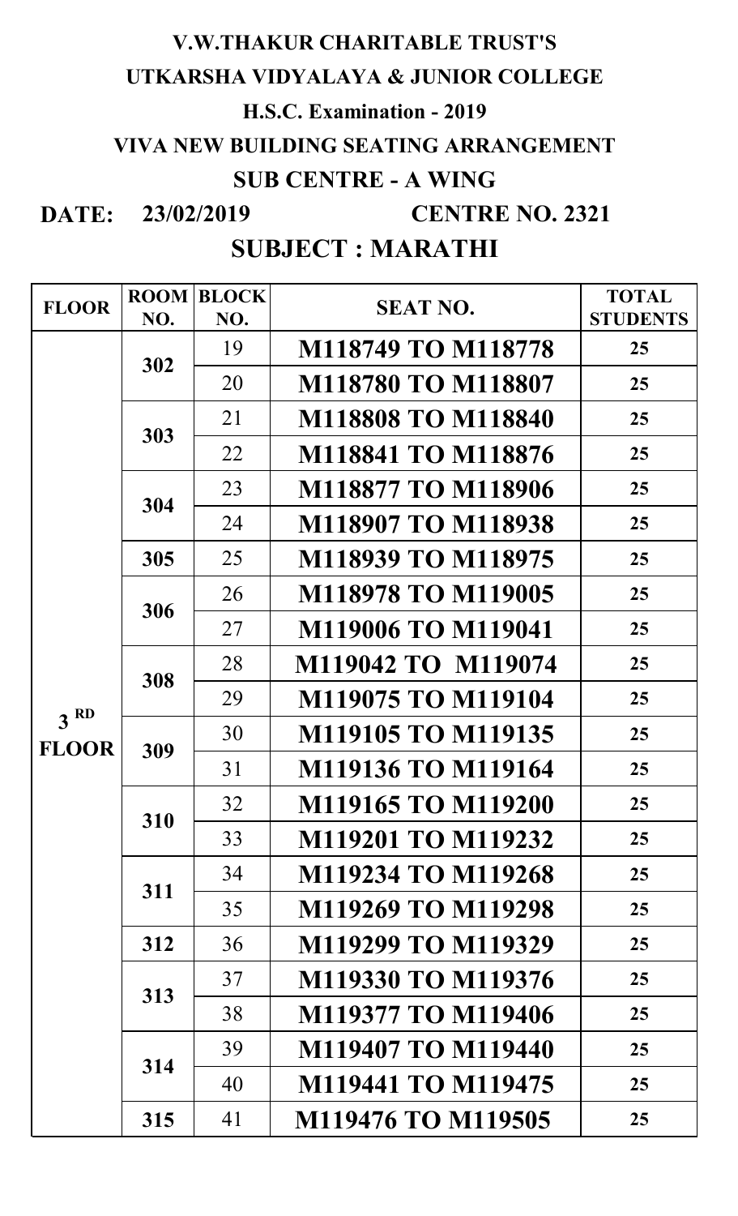# V.W.THAKUR CHARITABLE TRUST'S

# UTKARSHA VIDYALAYA & JUNIOR COLLEGE

## H.S.C. Examination - 2019

## VIVA NEW BUILDING SEATING ARRANGEMENT

## SUB CENTRE - A WING

**DATE: 23/02/2019** **CENTRE NO. 2321**

## SUBJECT : MARATHI

| FLOOR | ROOM NO. | BLOCK NO. | SEAT NO. | TOTAL STUDENTS |
|---|---|---|---|---|
| 3 RD FLOOR | 302 | 19 | M118749 TO M118778 | 25 |
| | | 20 | M118780 TO M118807 | 25 |
| | 303 | 21 | M118808 TO M118840 | 25 |
| | | 22 | M118841 TO M118876 | 25 |
| | 304 | 23 | M118877 TO M118906 | 25 |
| | | 24 | M118907 TO M118938 | 25 |
| | 305 | 25 | M118939 TO M118975 | 25 |
| | 306 | 26 | M118978 TO M119005 | 25 |
| | | 27 | M119006 TO M119041 | 25 |
| | 308 | 28 | M119042 TO M119074 | 25 |
| | | 29 | M119075 TO M119104 | 25 |
| | 309 | 30 | M119105 TO M119135 | 25 |
| | | 31 | M119136 TO M119164 | 25 |
| | 310 | 32 | M119165 TO M119200 | 25 |
| | | 33 | M119201 TO M119232 | 25 |
| | 311 | 34 | M119234 TO M119268 | 25 |
| | | 35 | M119269 TO M119298 | 25 |
| | 312 | 36 | M119299 TO M119329 | 25 |
| | 313 | 37 | M119330 TO M119376 | 25 |
| | | 38 | M119377 TO M119406 | 25 |
| | 314 | 39 | M119407 TO M119440 | 25 |
| | | 40 | M119441 TO M119475 | 25 |
| | 315 | 41 | M119476 TO M119505 | 25 |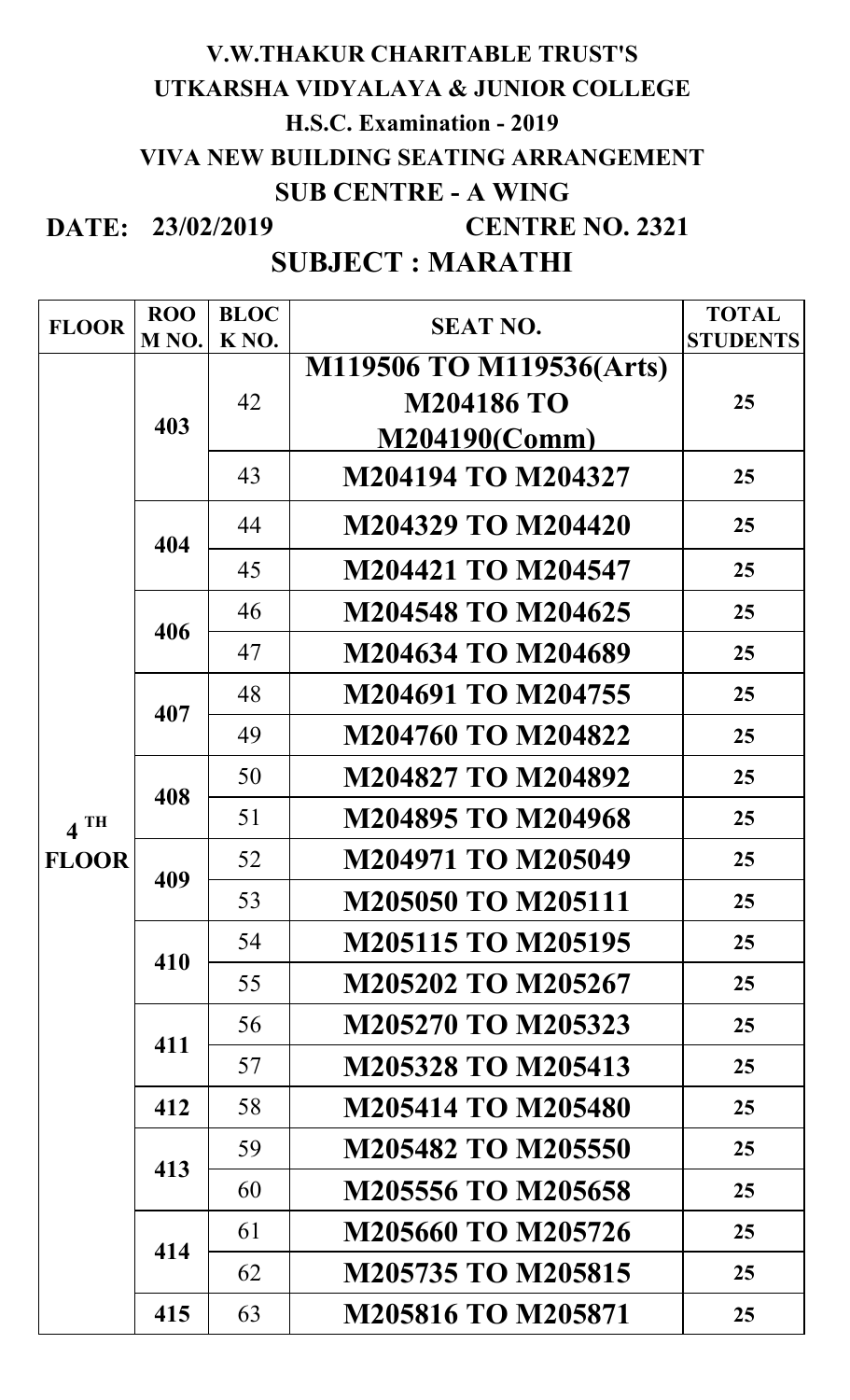# V.W.THAKUR CHARITABLE TRUST'S

# UTKARSHA VIDYALAYA & JUNIOR COLLEGE

## H.S.C. Examination - 2019

## VIVA NEW BUILDING SEATING ARRANGEMENT

## SUB CENTRE - A WING

**DATE: 23/02/2019** **CENTRE NO. 2321**

## SUBJECT : MARATHI

| FLOOR | ROOM NO. | BLOCK NO. | SEAT NO. | TOTAL STUDENTS |
|---|---|---|---|---|
| 4 TH FLOOR | 403 | 42 | M119506 TO M119536(Arts) M204186 TO M204190(Comm) | 25 |
| | | 43 | M204194 TO M204327 | 25 |
| | 404 | 44 | M204329 TO M204420 | 25 |
| | | 45 | M204421 TO M204547 | 25 |
| | 406 | 46 | M204548 TO M204625 | 25 |
| | | 47 | M204634 TO M204689 | 25 |
| | 407 | 48 | M204691 TO M204755 | 25 |
| | | 49 | M204760 TO M204822 | 25 |
| | 408 | 50 | M204827 TO M204892 | 25 |
| | | 51 | M204895 TO M204968 | 25 |
| | 409 | 52 | M204971 TO M205049 | 25 |
| | | 53 | M205050 TO M205111 | 25 |
| | 410 | 54 | M205115 TO M205195 | 25 |
| | | 55 | M205202 TO M205267 | 25 |
| | 411 | 56 | M205270 TO M205323 | 25 |
| | | 57 | M205328 TO M205413 | 25 |
| | 412 | 58 | M205414 TO M205480 | 25 |
| | 413 | 59 | M205482 TO M205550 | 25 |
| | | 60 | M205556 TO M205658 | 25 |
| | 414 | 61 | M205660 TO M205726 | 25 |
| | | 62 | M205735 TO M205815 | 25 |
| | 415 | 63 | M205816 TO M205871 | 25 |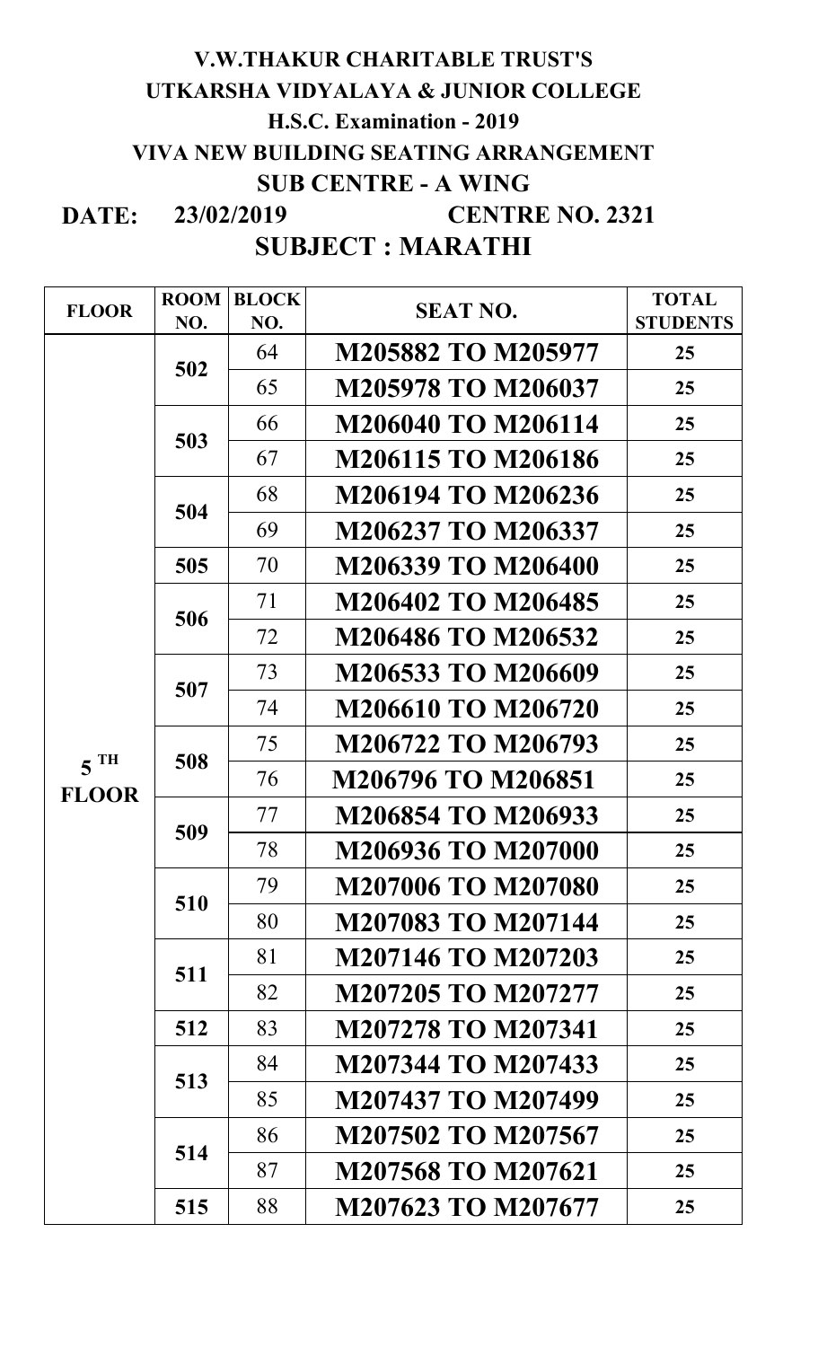# V.W.THAKUR CHARITABLE TRUST'S
# UTKARSHA VIDYALAYA & JUNIOR COLLEGE
## H.S.C. Examination - 2019
## VIVA NEW BUILDING SEATING ARRANGEMENT
## SUB CENTRE - A WING

**DATE: 23/02/2019** **CENTRE NO. 2321**

## SUBJECT : MARATHI

| FLOOR | ROOM NO. | BLOCK NO. | SEAT NO. | TOTAL STUDENTS |
|---|---|---|---|---|
| 5 TH FLOOR | 502 | 64 | M205882 TO M205977 | 25 |
| | | 65 | M205978 TO M206037 | 25 |
| | 503 | 66 | M206040 TO M206114 | 25 |
| | | 67 | M206115 TO M206186 | 25 |
| | 504 | 68 | M206194 TO M206236 | 25 |
| | | 69 | M206237 TO M206337 | 25 |
| | 505 | 70 | M206339 TO M206400 | 25 |
| | 506 | 71 | M206402 TO M206485 | 25 |
| | | 72 | M206486 TO M206532 | 25 |
| | 507 | 73 | M206533 TO M206609 | 25 |
| | | 74 | M206610 TO M206720 | 25 |
| | 508 | 75 | M206722 TO M206793 | 25 |
| | | 76 | M206796 TO M206851 | 25 |
| | 509 | 77 | M206854 TO M206933 | 25 |
| | | 78 | M206936 TO M207000 | 25 |
| | 510 | 79 | M207006 TO M207080 | 25 |
| | | 80 | M207083 TO M207144 | 25 |
| | 511 | 81 | M207146 TO M207203 | 25 |
| | | 82 | M207205 TO M207277 | 25 |
| | 512 | 83 | M207278 TO M207341 | 25 |
| | 513 | 84 | M207344 TO M207433 | 25 |
| | | 85 | M207437 TO M207499 | 25 |
| | 514 | 86 | M207502 TO M207567 | 25 |
| | | 87 | M207568 TO M207621 | 25 |
| | 515 | 88 | M207623 TO M207677 | 25 |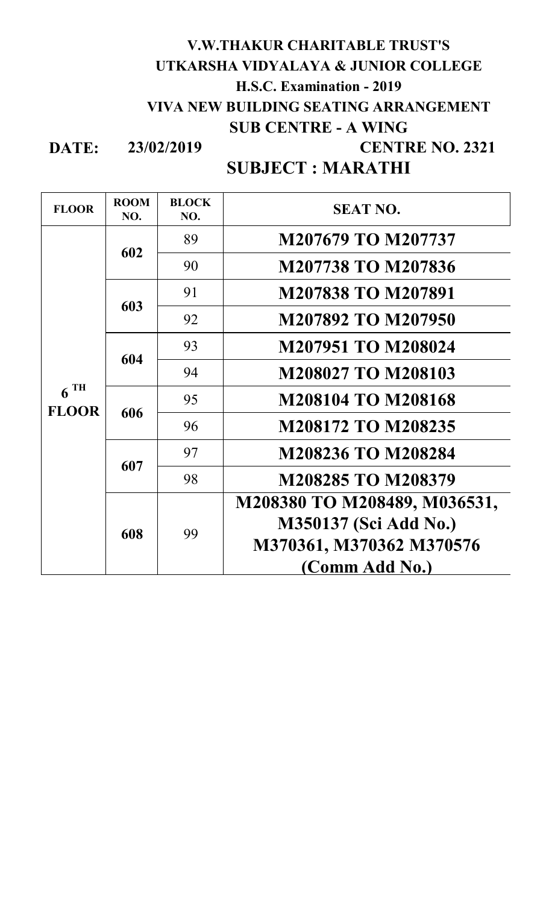**V.W.THAKUR CHARITABLE TRUST'S**

**UTKARSHA VIDYALAYA & JUNIOR COLLEGE**

**H.S.C. Examination - 2019**

**VIVA NEW BUILDING SEATING ARRANGEMENT**

**SUB CENTRE - A WING**

**DATE: 23/02/2019** **CENTRE NO. 2321**

**SUBJECT : MARATHI**

| FLOOR | ROOM NO. | BLOCK NO. | SEAT NO. |
|---|---|---|---|
| 6 TH FLOOR | 602 | 89 | M207679 TO M207737 |
| | | 90 | M207738 TO M207836 |
| | 603 | 91 | M207838 TO M207891 |
| | | 92 | M207892 TO M207950 |
| | 604 | 93 | M207951 TO M208024 |
| | | 94 | M208027 TO M208103 |
| | 606 | 95 | M208104 TO M208168 |
| | | 96 | M208172 TO M208235 |
| | 607 | 97 | M208236 TO M208284 |
| | | 98 | M208285 TO M208379 |
| | 608 | 99 | M208380 TO M208489, M036531, M350137 (Sci Add No.) M370361, M370362 M370576 (Comm Add No.) |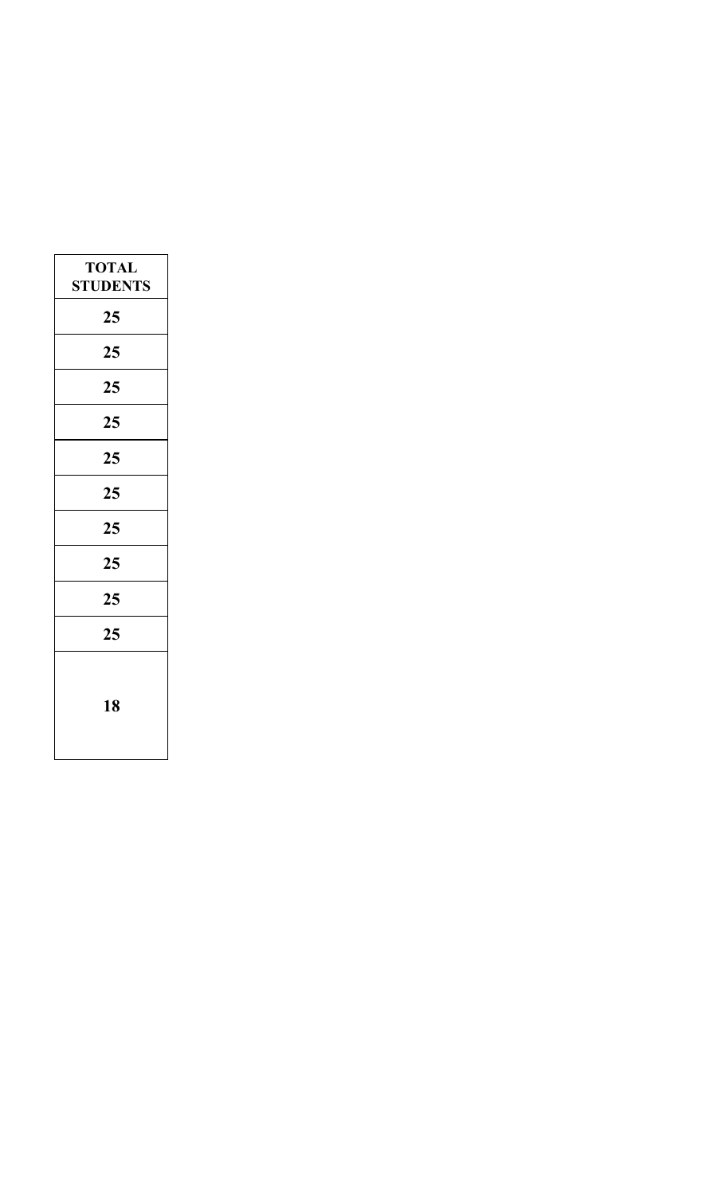| TOTAL STUDENTS |
|---|
| **25** |
| **25** |
| **25** |
| **25** |
| **25** |
| **25** |
| **25** |
| **25** |
| **25** |
| **25** |
| **18** |